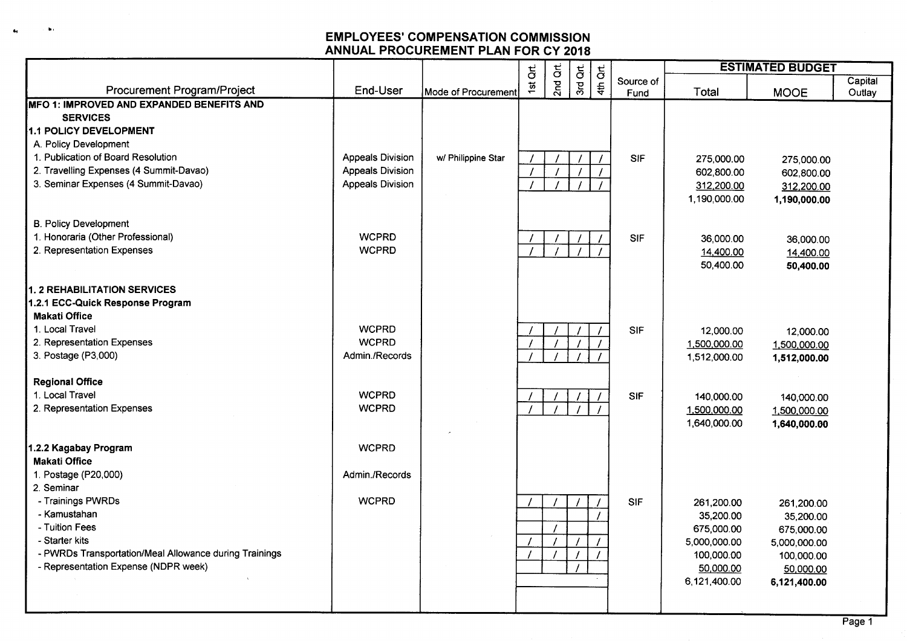# EMPLOYEES' COMPENSATION COMMISSION
# ANNUAL PROCUREMENT PLAN FOR CY 2018

| Procurement Program/Project | End-User | Mode of Procurement | 1st Qrt. | 2nd Qrt. | 3rd Qrt. | 4th Qrt. | Source of Fund | ESTIMATED BUDGET | | |
|---|---|---|---|---|---|---|---|---|---|---|
| | | | | | | | | Total | MOOE | Capital Outlay |
| **MFO 1: IMPROVED AND EXPANDED BENEFITS AND SERVICES** | | | | | | | | | | |
| **1.1 POLICY DEVELOPMENT** | | | | | | | | | | |
| A. Policy Development | | | | | | | | | | |
| 1. Publication of Board Resolution | Appeals Division | w/ Philippine Star | / | / | / | / | SIF | 275,000.00 | 275,000.00 | |
| 2. Travelling Expenses (4 Summit-Davao) | Appeals Division | | / | / | / | / | | 602,800.00 | 602,800.00 | |
| 3. Seminar Expenses (4 Summit-Davao) | Appeals Division | | / | / | / | / | | 312,200.00 | 312,200.00 | |
| | | | | | | | | 1,190,000.00 | **1,190,000.00** | |
| B. Policy Development | | | | | | | | | | |
| 1. Honoraria (Other Professional) | WCPRD | | / | / | / | / | SIF | 36,000.00 | 36,000.00 | |
| 2. Representation Expenses | WCPRD | | / | / | / | / | | 14,400.00 | 14,400.00 | |
| | | | | | | | | 50,400.00 | **50,400.00** | |
| **1. 2 REHABILITATION SERVICES** | | | | | | | | | | |
| **1.2.1 ECC-Quick Response Program** | | | | | | | | | | |
| **Makati Office** | | | | | | | | | | |
| 1. Local Travel | WCPRD | | / | / | / | / | SIF | 12,000.00 | 12,000.00 | |
| 2. Representation Expenses | WCPRD | | / | / | / | / | | 1,500,000.00 | 1,500,000.00 | |
| 3. Postage (P3,000) | Admin./Records | | / | / | / | / | | 1,512,000.00 | **1,512,000.00** | |
| **Regional Office** | | | | | | | | | | |
| 1. Local Travel | WCPRD | | / | / | / | / | SIF | 140,000.00 | 140,000.00 | |
| 2. Representation Expenses | WCPRD | | / | / | / | / | | 1,500,000.00 | 1,500,000.00 | |
| | | | | | | | | 1,640,000.00 | **1,640,000.00** | |
| **1.2.2 Kagabay Program** | WCPRD | | | | | | | | | |
| **Makati Office** | | | | | | | | | | |
| 1. Postage (P20,000) | Admin./Records | | | | | | | | | |
| 2. Seminar | | | | | | | | | | |
| - Trainings PWRDs | WCPRD | | / | / | / | / | SIF | 261,200.00 | 261,200.00 | |
| - Kamustahan | | | | | | / | | 35,200.00 | 35,200.00 | |
| - Tuition Fees | | | | / | | | | 675,000.00 | 675,000.00 | |
| - Starter kits | | | / | / | / | / | | 5,000,000.00 | 5,000,000.00 | |
| - PWRDs Transportation/Meal Allowance during Trainings | | | / | / | / | / | | 100,000.00 | 100,000.00 | |
| - Representation Expense (NDPR week) | | | | | / | | | 50,000.00 | 50,000.00 | |
| | | | | | | | | 6,121,400.00 | **6,121,400.00** | |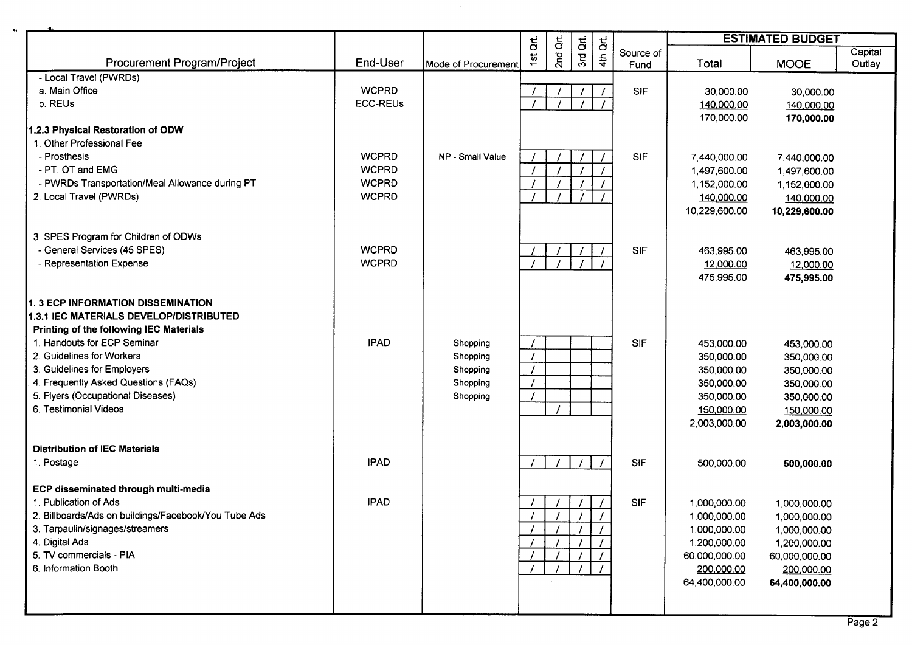| Procurement Program/Project | End-User | Mode of Procurement | 1st Qrt. | 2nd Qrt. | 3rd Qrt. | 4th Qrt. | Source of Fund | ESTIMATED BUDGET Total | MOOE | Capital Outlay |
|---|---|---|---|---|---|---|---|---|---|---|
| - Local Travel (PWRDs) | | | | | | | | | | |
| a. Main Office | WCPRD | | / | / | / | / | SIF | 30,000.00 | 30,000.00 | |
| b. REUs | ECC-REUs | | / | / | / | / | | 140,000.00 | 140,000.00 | |
| | | | | | | | | 170,000.00 | **170,000.00** | |
| **1.2.3 Physical Restoration of ODW** | | | | | | | | | | |
| 1. Other Professional Fee | | | | | | | | | | |
| - Prosthesis | WCPRD | NP - Small Value | / | / | / | / | SIF | 7,440,000.00 | 7,440,000.00 | |
| - PT, OT and EMG | WCPRD | | / | / | / | / | | 1,497,600.00 | 1,497,600.00 | |
| - PWRDs Transportation/Meal Allowance during PT | WCPRD | | / | / | / | / | | 1,152,000.00 | 1,152,000.00 | |
| 2. Local Travel (PWRDs) | WCPRD | | / | / | / | / | | 140,000.00 | 140,000.00 | |
| | | | | | | | | 10,229,600.00 | **10,229,600.00** | |
| 3. SPES Program for Children of ODWs | | | | | | | | | | |
| - General Services (45 SPES) | WCPRD | | / | / | / | / | SIF | 463,995.00 | 463,995.00 | |
| - Representation Expense | WCPRD | | / | / | / | / | | 12,000.00 | 12,000.00 | |
| | | | | | | | | 475,995.00 | **475,995.00** | |
| **1. 3 ECP INFORMATION DISSEMINATION** | | | | | | | | | | |
| **1.3.1 IEC MATERIALS DEVELOP/DISTRIBUTED** | | | | | | | | | | |
| **Printing of the following IEC Materials** | | | | | | | | | | |
| 1. Handouts for ECP Seminar | IPAD | Shopping | / | | | | SIF | 453,000.00 | 453,000.00 | |
| 2. Guidelines for Workers | | Shopping | / | | | | | 350,000.00 | 350,000.00 | |
| 3. Guidelines for Employers | | Shopping | / | | | | | 350,000.00 | 350,000.00 | |
| 4. Frequently Asked Questions (FAQs) | | Shopping | / | | | | | 350,000.00 | 350,000.00 | |
| 5. Flyers (Occupational Diseases) | | Shopping | / | | | | | 350,000.00 | 350,000.00 | |
| 6. Testimonial Videos | | | | / | | | | 150,000.00 | 150,000.00 | |
| | | | | | | | | 2,003,000.00 | **2,003,000.00** | |
| **Distribution of IEC Materials** | | | | | | | | | | |
| 1. Postage | IPAD | | / | / | / | / | SIF | 500,000.00 | **500,000.00** | |
| **ECP disseminated through multi-media** | | | | | | | | | | |
| 1. Publication of Ads | IPAD | | / | / | / | / | SIF | 1,000,000.00 | 1,000,000.00 | |
| 2. Billboards/Ads on buildings/Facebook/You Tube Ads | | | / | / | / | / | | 1,000,000.00 | 1,000,000.00 | |
| 3. Tarpaulin/signages/streamers | | | / | / | / | / | | 1,000,000.00 | 1,000,000.00 | |
| 4. Digital Ads | | | / | / | / | / | | 1,200,000.00 | 1,200,000.00 | |
| 5. TV commercials - PIA | | | / | / | / | / | | 60,000,000.00 | 60,000,000.00 | |
| 6. Information Booth | | | / | / | / | / | | 200,000.00 | 200,000.00 | |
| | | | | | | | | 64,400,000.00 | **64,400,000.00** | |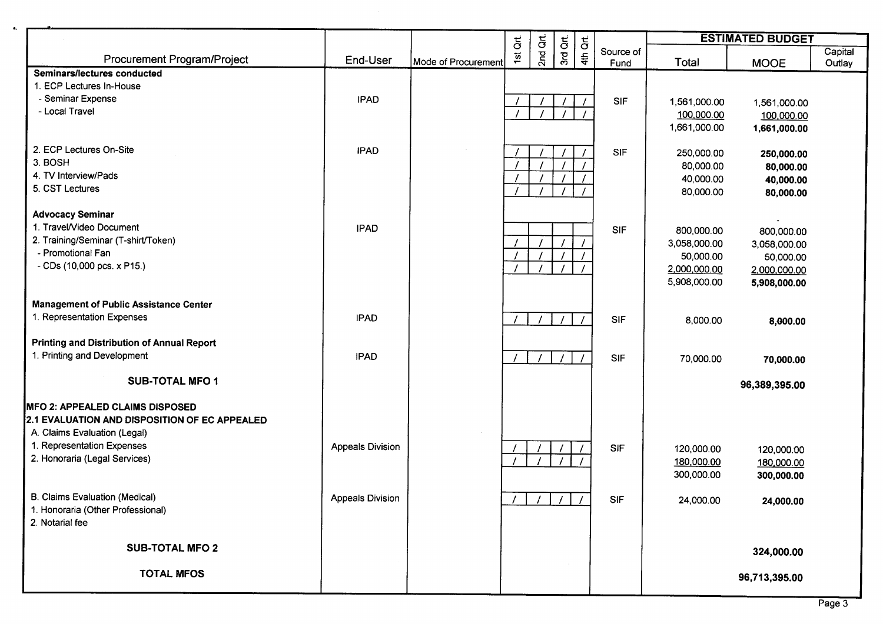| Procurement Program/Project | End-User | Mode of Procurement | 1st Qrt. | 2nd Qrt. | 3rd Qrt. | 4th Qrt. | Source of Fund | ESTIMATED BUDGET Total | MOOE | Capital Outlay |
|---|---|---|---|---|---|---|---|---|---|---|
| **Seminars/lectures conducted** | | | | | | | | | | |
| 1. ECP Lectures In-House | | | | | | | | | | |
| - Seminar Expense | IPAD | | / | / | / | / | SIF | 1,561,000.00 | 1,561,000.00 | |
| - Local Travel | | | / | / | / | / | | 100,000.00 | 100,000.00 | |
| | | | | | | | | 1,661,000.00 | **1,661,000.00** | |
| 2. ECP Lectures On-Site | IPAD | | / | / | / | / | SIF | 250,000.00 | **250,000.00** | |
| 3. BOSH | | | / | / | / | / | | 80,000.00 | **80,000.00** | |
| 4. TV Interview/Pads | | | / | / | / | / | | 40,000.00 | **40,000.00** | |
| 5. CST Lectures | | | / | / | / | / | | 80,000.00 | **80,000.00** | |
| **Advocacy Seminar** | | | | | | | | | | |
| 1. Travel/Video Document | IPAD | | | | | | SIF | 800,000.00 | 800,000.00 | |
| 2. Training/Seminar (T-shirt/Token) | | | / | / | / | / | | 3,058,000.00 | 3,058,000.00 | |
| - Promotional Fan | | | / | / | / | / | | 50,000.00 | 50,000.00 | |
| - CDs (10,000 pcs. x P15.) | | | / | / | / | / | | 2,000,000.00 | 2,000,000.00 | |
| | | | | | | | | 5,908,000.00 | **5,908,000.00** | |
| **Management of Public Assistance Center** | | | | | | | | | | |
| 1. Representation Expenses | IPAD | | / | / | / | / | SIF | 8,000.00 | **8,000.00** | |
| **Printing and Distribution of Annual Report** | | | | | | | | | | |
| 1. Printing and Development | IPAD | | / | / | / | / | SIF | 70,000.00 | **70,000.00** | |
| **SUB-TOTAL MFO 1** | | | | | | | | | **96,389,395.00** | |
| **MFO 2: APPEALED CLAIMS DISPOSED** | | | | | | | | | | |
| **2.1 EVALUATION AND DISPOSITION OF EC APPEALED** | | | | | | | | | | |
| A. Claims Evaluation (Legal) | | | | | | | | | | |
| 1. Representation Expenses | Appeals Division | | / | / | / | / | SIF | 120,000.00 | 120,000.00 | |
| 2. Honoraria (Legal Services) | | | / | / | / | / | | 180,000.00 | 180,000.00 | |
| | | | | | | | | 300,000.00 | **300,000.00** | |
| B. Claims Evaluation (Medical) | Appeals Division | | / | / | / | / | SIF | 24,000.00 | **24,000.00** | |
| 1. Honoraria (Other Professional) | | | | | | | | | | |
| 2. Notarial fee | | | | | | | | | | |
| **SUB-TOTAL MFO 2** | | | | | | | | | **324,000.00** | |
| **TOTAL MFOS** | | | | | | | | | **96,713,395.00** | |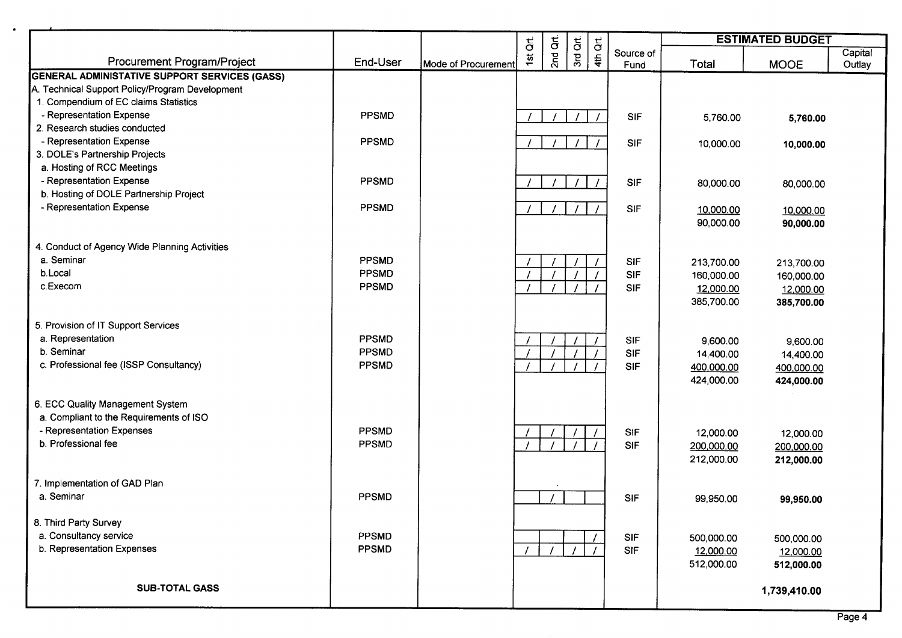| Procurement Program/Project | End-User | Mode of Procurement | 1st Qrt. | 2nd Qrt. | 3rd Qrt. | 4th Qrt. | Source of Fund | ESTIMATED BUDGET | | |
|---|---|---|---|---|---|---|---|---|---|---|
| | | | | | | | | Total | MOOE | Capital Outlay |
| **GENERAL ADMINISTATIVE SUPPORT SERVICES (GASS)** | | | | | | | | | | |
| A. Technical Support Policy/Program Development | | | | | | | | | | |
| 1. Compendium of EC claims Statistics | | | | | | | | | | |
| - Representation Expense | PPSMD | | / | / | / | / | SIF | 5,760.00 | **5,760.00** | |
| 2. Research studies conducted | | | | | | | | | | |
| - Representation Expense | PPSMD | | / | / | / | / | SIF | 10,000.00 | **10,000.00** | |
| 3. DOLE's Partnership Projects | | | | | | | | | | |
| a. Hosting of RCC Meetings | | | | | | | | | | |
| - Representation Expense | PPSMD | | / | / | / | / | SIF | 80,000.00 | 80,000.00 | |
| b. Hosting of DOLE Partnership Project | | | | | | | | | | |
| - Representation Expense | PPSMD | | / | / | / | / | SIF | 10,000.00 | 10,000.00 | |
| | | | | | | | | 90,000.00 | **90,000.00** | |
| 4. Conduct of Agency Wide Planning Activities | | | | | | | | | | |
| a. Seminar | PPSMD | | / | / | / | / | SIF | 213,700.00 | 213,700.00 | |
| b.Local | PPSMD | | / | / | / | / | SIF | 160,000.00 | 160,000.00 | |
| c.Execom | PPSMD | | / | / | / | / | SIF | 12,000.00 | 12,000.00 | |
| | | | | | | | | 385,700.00 | **385,700.00** | |
| 5. Provision of IT Support Services | | | | | | | | | | |
| a. Representation | PPSMD | | / | / | / | / | SIF | 9,600.00 | 9,600.00 | |
| b. Seminar | PPSMD | | / | / | / | / | SIF | 14,400.00 | 14,400.00 | |
| c. Professional fee (ISSP Consultancy) | PPSMD | | / | / | / | / | SIF | 400,000.00 | 400,000.00 | |
| | | | | | | | | 424,000.00 | **424,000.00** | |
| 6. ECC Quality Management System | | | | | | | | | | |
| a. Compliant to the Requirements of ISO | | | | | | | | | | |
| - Representation Expenses | PPSMD | | / | / | / | / | SIF | 12,000.00 | 12,000.00 | |
| b. Professional fee | PPSMD | | / | / | / | / | SIF | 200,000.00 | 200,000.00 | |
| | | | | | | | | 212,000.00 | **212,000.00** | |
| 7. Implementation of GAD Plan | | | | | | | | | | |
| a. Seminar | PPSMD | | | / | | | SIF | 99,950.00 | **99,950.00** | |
| 8. Third Party Survey | | | | | | | | | | |
| a. Consultancy service | PPSMD | | | | | / | SIF | 500,000.00 | 500,000.00 | |
| b. Representation Expenses | PPSMD | | / | / | / | / | SIF | 12,000.00 | 12,000.00 | |
| | | | | | | | | 512,000.00 | **512,000.00** | |
| **SUB-TOTAL GASS** | | | | | | | | | **1,739,410.00** | |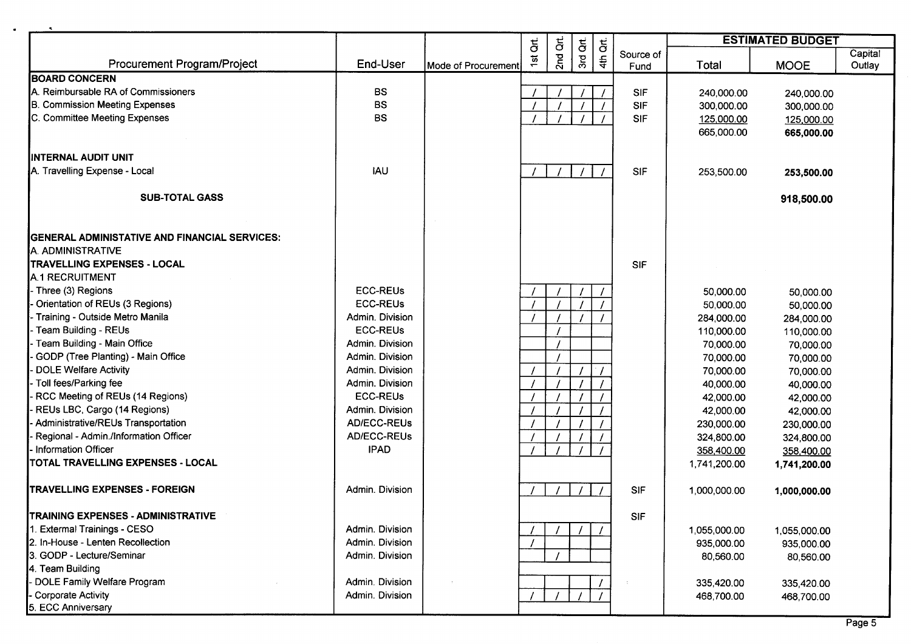| Procurement Program/Project | End-User | Mode of Procurement | 1st Qrt. | 2nd Qrt. | 3rd Qrt. | 4th Qrt. | Source of Fund | ESTIMATED BUDGET Total | MOOE | Capital Outlay |
|---|---|---|---|---|---|---|---|---|---|---|
| **BOARD CONCERN** | | | | | | | | | | |
| A. Reimbursable RA of Commissioners | BS | | / | / | / | / | SIF | 240,000.00 | 240,000.00 | |
| B. Commission Meeting Expenses | BS | | / | / | / | / | SIF | 300,000.00 | 300,000.00 | |
| C. Committee Meeting Expenses | BS | | / | / | / | / | SIF | 125,000.00 | 125,000.00 | |
| | | | | | | | | 665,000.00 | **665,000.00** | |
| **INTERNAL AUDIT UNIT** | | | | | | | | | | |
| A. Travelling Expense - Local | IAU | | / | / | / | / | SIF | 253,500.00 | **253,500.00** | |
| **SUB-TOTAL GASS** | | | | | | | | | **918,500.00** | |
| **GENERAL ADMINISTATIVE AND FINANCIAL SERVICES:** | | | | | | | | | | |
| A. ADMINISTRATIVE | | | | | | | | | | |
| **TRAVELLING EXPENSES - LOCAL** | | | | | | | SIF | | | |
| A.1 RECRUITMENT | | | | | | | | | | |
| - Three (3) Regions | ECC-REUs | | / | / | / | / | | 50,000.00 | 50,000.00 | |
| - Orientation of REUs (3 Regions) | ECC-REUs | | / | / | / | / | | 50,000.00 | 50,000.00 | |
| - Training - Outside Metro Manila | Admin. Division | | / | / | / | / | | 284,000.00 | 284,000.00 | |
| - Team Building - REUs | ECC-REUs | | | / | | | | 110,000.00 | 110,000.00 | |
| - Team Building - Main Office | Admin. Division | | | / | | | | 70,000.00 | 70,000.00 | |
| - GODP (Tree Planting) - Main Office | Admin. Division | | | / | | | | 70,000.00 | 70,000.00 | |
| - DOLE Welfare Activity | Admin. Division | | / | / | / | / | | 70,000.00 | 70,000.00 | |
| - Toll fees/Parking fee | Admin. Division | | / | / | / | / | | 40,000.00 | 40,000.00 | |
| - RCC Meeting of REUs (14 Regions) | ECC-REUs | | / | / | / | / | | 42,000.00 | 42,000.00 | |
| - REUs LBC, Cargo (14 Regions) | Admin. Division | | / | / | / | / | | 42,000.00 | 42,000.00 | |
| - Administrative/REUs Transportation | AD/ECC-REUs | | / | / | / | / | | 230,000.00 | 230,000.00 | |
| - Regional - Admin./Information Officer | AD/ECC-REUs | | / | / | / | / | | 324,800.00 | 324,800.00 | |
| - Information Officer | IPAD | | / | / | / | / | | 358,400.00 | 358,400.00 | |
| **TOTAL TRAVELLING EXPENSES - LOCAL** | | | | | | | | 1,741,200.00 | **1,741,200.00** | |
| **TRAVELLING EXPENSES - FOREIGN** | Admin. Division | | / | / | / | / | SIF | 1,000,000.00 | **1,000,000.00** | |
| **TRAINING EXPENSES - ADMINISTRATIVE** | | | | | | | SIF | | | |
| 1. Extermal Trainings - CESO | Admin. Division | | / | / | / | / | | 1,055,000.00 | 1,055,000.00 | |
| 2. In-House - Lenten Recollection | Admin. Division | | / | | | | | 935,000.00 | 935,000.00 | |
| 3. GODP - Lecture/Seminar | Admin. Division | | | / | | | | 80,560.00 | 80,560.00 | |
| 4. Team Building | | | | | | | | | | |
| - DOLE Family Welfare Program | Admin. Division | | | | | / | | 335,420.00 | 335,420.00 | |
| - Corporate Activity | Admin. Division | | / | / | / | / | | 468,700.00 | 468,700.00 | |
| 5. ECC Anniversary | | | | | | | | | | |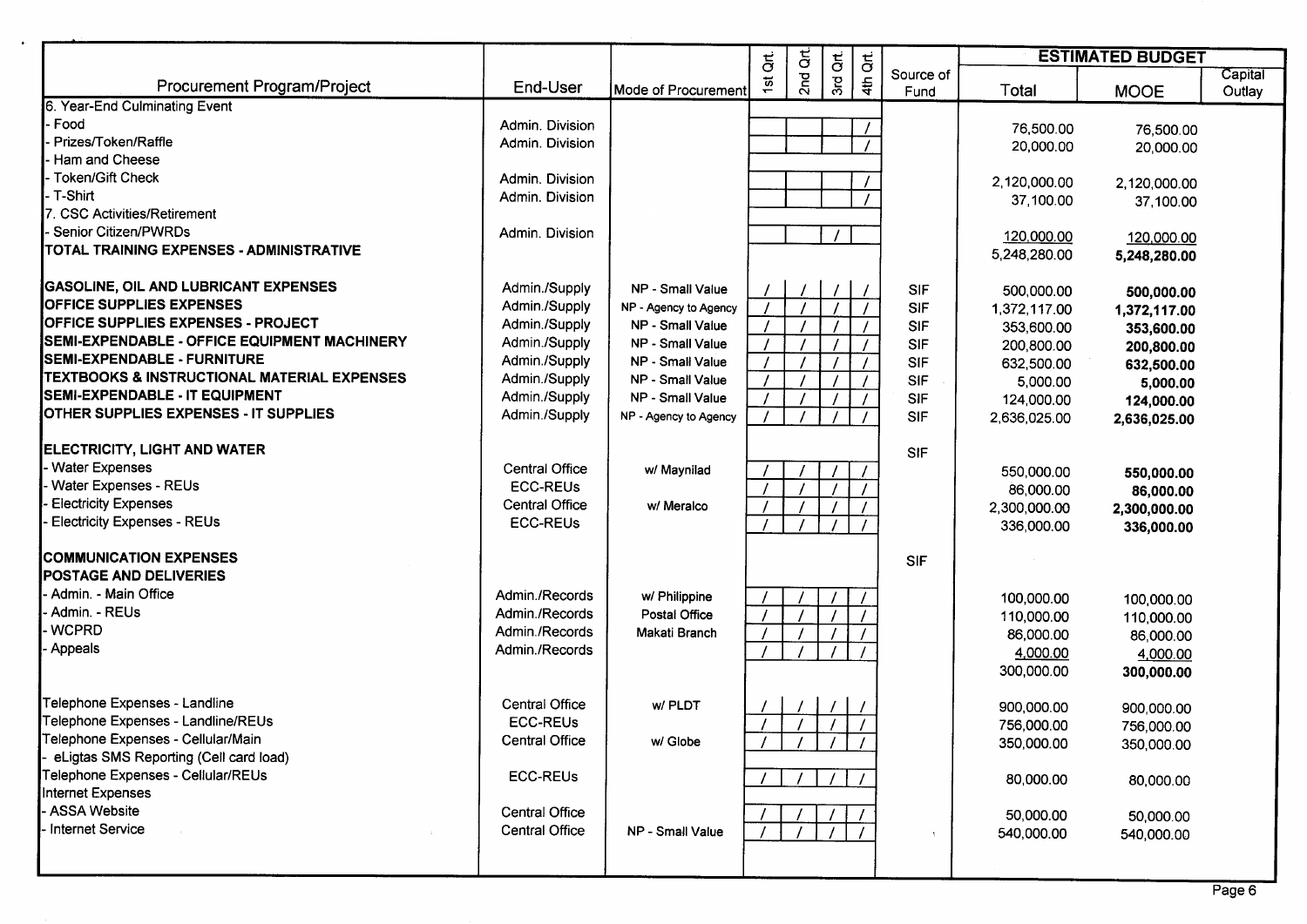| Procurement Program/Project | End-User | Mode of Procurement | 1st Qrt. | 2nd Qrt. | 3rd Qrt. | 4th Qrt. | Source of Fund | ESTIMATED BUDGET Total | MOOE | Capital Outlay |
|---|---|---|---|---|---|---|---|---|---|---|
| 6. Year-End Culminating Event | | | | | | | | | | |
| - Food | Admin. Division | | | | | / | | 76,500.00 | 76,500.00 | |
| - Prizes/Token/Raffle | Admin. Division | | | | | / | | 20,000.00 | 20,000.00 | |
| - Ham and Cheese | | | | | | | | | | |
| - Token/Gift Check | Admin. Division | | | | | / | | 2,120,000.00 | 2,120,000.00 | |
| - T-Shirt | Admin. Division | | | | | / | | 37,100.00 | 37,100.00 | |
| 7. CSC Activities/Retirement | | | | | | | | | | |
| - Senior Citizen/PWRDs | Admin. Division | | | | / | | | 120,000.00 | 120,000.00 | |
| **TOTAL TRAINING EXPENSES - ADMINISTRATIVE** | | | | | | | | 5,248,280.00 | **5,248,280.00** | |
| **GASOLINE, OIL AND LUBRICANT EXPENSES** | Admin./Supply | NP - Small Value | / | / | / | / | SIF | 500,000.00 | **500,000.00** | |
| **OFFICE SUPPLIES EXPENSES** | Admin./Supply | NP - Agency to Agency | / | / | / | / | SIF | 1,372,117.00 | **1,372,117.00** | |
| **OFFICE SUPPLIES EXPENSES - PROJECT** | Admin./Supply | NP - Small Value | / | / | / | / | SIF | 353,600.00 | **353,600.00** | |
| **SEMI-EXPENDABLE - OFFICE EQUIPMENT MACHINERY** | Admin./Supply | NP - Small Value | / | / | / | / | SIF | 200,800.00 | **200,800.00** | |
| **SEMI-EXPENDABLE - FURNITURE** | Admin./Supply | NP - Small Value | / | / | / | / | SIF | 632,500.00 | **632,500.00** | |
| **TEXTBOOKS & INSTRUCTIONAL MATERIAL EXPENSES** | Admin./Supply | NP - Small Value | / | / | / | / | SIF | 5,000.00 | **5,000.00** | |
| **SEMI-EXPENDABLE - IT EQUIPMENT** | Admin./Supply | NP - Small Value | / | / | / | / | SIF | 124,000.00 | **124,000.00** | |
| **OTHER SUPPLIES EXPENSES - IT SUPPLIES** | Admin./Supply | NP - Agency to Agency | / | / | / | / | SIF | 2,636,025.00 | **2,636,025.00** | |
| **ELECTRICITY, LIGHT AND WATER** | | | | | | | SIF | | | |
| - Water Expenses | Central Office | w/ Maynilad | / | / | / | / | | 550,000.00 | **550,000.00** | |
| - Water Expenses - REUs | ECC-REUs | | / | / | / | / | | 86,000.00 | **86,000.00** | |
| - Electricity Expenses | Central Office | w/ Meralco | / | / | / | / | | 2,300,000.00 | **2,300,000.00** | |
| - Electricity Expenses - REUs | ECC-REUs | | / | / | / | / | | 336,000.00 | **336,000.00** | |
| **COMMUNICATION EXPENSES** | | | | | | | SIF | | | |
| **POSTAGE AND DELIVERIES** | | | | | | | | | | |
| - Admin. - Main Office | Admin./Records | w/ Philippine | / | / | / | / | | 100,000.00 | 100,000.00 | |
| - Admin. - REUs | Admin./Records | Postal Office | / | / | / | / | | 110,000.00 | 110,000.00 | |
| - WCPRD | Admin./Records | Makati Branch | / | / | / | / | | 86,000.00 | 86,000.00 | |
| - Appeals | Admin./Records | | / | / | / | / | | 4,000.00 | 4,000.00 | |
| | | | | | | | | 300,000.00 | **300,000.00** | |
| Telephone Expenses - Landline | Central Office | w/ PLDT | / | / | / | / | | 900,000.00 | 900,000.00 | |
| Telephone Expenses - Landline/REUs | ECC-REUs | | / | / | / | / | | 756,000.00 | 756,000.00 | |
| Telephone Expenses - Cellular/Main | Central Office | w/ Globe | / | / | / | / | | 350,000.00 | 350,000.00 | |
| - eLigtas SMS Reporting (Cell card load) | | | | | | | | | | |
| Telephone Expenses - Cellular/REUs | ECC-REUs | | / | / | / | / | | 80,000.00 | 80,000.00 | |
| Internet Expenses | | | | | | | | | | |
| - ASSA Website | Central Office | | / | / | / | / | | 50,000.00 | 50,000.00 | |
| - Internet Service | Central Office | NP - Small Value | / | / | / | / | | 540,000.00 | 540,000.00 | |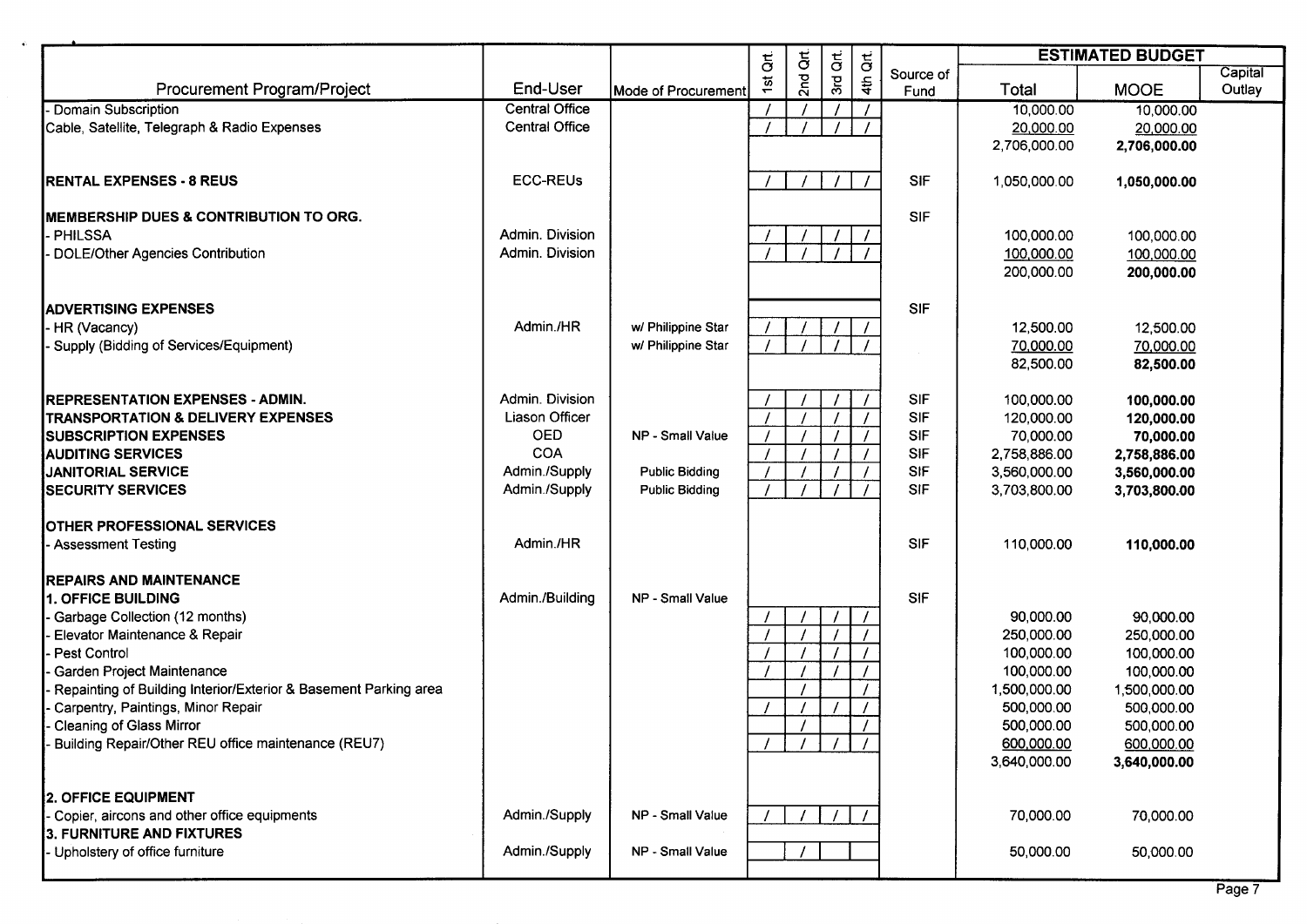| Procurement Program/Project | End-User | Mode of Procurement | 1st Qrt. | 2nd Qrt. | 3rd Qrt. | 4th Qrt. | Source of Fund | ESTIMATED BUDGET | | |
|---|---|---|---|---|---|---|---|---|---|---|
| | | | | | | | | Total | MOOE | Capital Outlay |
| - Domain Subscription | Central Office | | / | / | / | / | | 10,000.00 | 10,000.00 | |
| Cable, Satellite, Telegraph & Radio Expenses | Central Office | | / | / | / | / | | 20,000.00 | 20,000.00 | |
| | | | | | | | | 2,706,000.00 | **2,706,000.00** | |
| **RENTAL EXPENSES - 8 REUS** | ECC-REUs | | / | / | / | / | SIF | 1,050,000.00 | **1,050,000.00** | |
| **MEMBERSHIP DUES & CONTRIBUTION TO ORG.** | | | | | | | SIF | | | |
| - PHILSSA | Admin. Division | | / | / | / | / | | 100,000.00 | 100,000.00 | |
| - DOLE/Other Agencies Contribution | Admin. Division | | / | / | / | / | | 100,000.00 | 100,000.00 | |
| | | | | | | | | 200,000.00 | **200,000.00** | |
| **ADVERTISING EXPENSES** | | | | | | | SIF | | | |
| - HR (Vacancy) | Admin./HR | w/ Philippine Star | / | / | / | / | | 12,500.00 | 12,500.00 | |
| - Supply (Bidding of Services/Equipment) | Admin./HR | w/ Philippine Star | / | / | / | / | | 70,000.00 | 70,000.00 | |
| | | | | | | | | 82,500.00 | **82,500.00** | |
| **REPRESENTATION EXPENSES - ADMIN.** | Admin. Division | | / | / | / | / | SIF | 100,000.00 | **100,000.00** | |
| **TRANSPORTATION & DELIVERY EXPENSES** | Liason Officer | | / | / | / | / | SIF | 120,000.00 | **120,000.00** | |
| **SUBSCRIPTION EXPENSES** | OED | NP - Small Value | / | / | / | / | SIF | 70,000.00 | **70,000.00** | |
| **AUDITING SERVICES** | COA | | / | / | / | / | SIF | 2,758,886.00 | **2,758,886.00** | |
| **JANITORIAL SERVICE** | Admin./Supply | Public Bidding | / | / | / | / | SIF | 3,560,000.00 | **3,560,000.00** | |
| **SECURITY SERVICES** | Admin./Supply | Public Bidding | / | / | / | / | SIF | 3,703,800.00 | **3,703,800.00** | |
| **OTHER PROFESSIONAL SERVICES** | | | | | | | | | | |
| - Assessment Testing | Admin./HR | | | | | | SIF | 110,000.00 | **110,000.00** | |
| **REPAIRS AND MAINTENANCE** | | | | | | | | | | |
| **1. OFFICE BUILDING** | Admin./Building | NP - Small Value | | | | | SIF | | | |
| - Garbage Collection (12 months) | | | / | / | / | / | | 90,000.00 | 90,000.00 | |
| - Elevator Maintenance & Repair | | | / | / | / | / | | 250,000.00 | 250,000.00 | |
| - Pest Control | | | / | / | / | / | | 100,000.00 | 100,000.00 | |
| - Garden Project Maintenance | | | / | / | / | / | | 100,000.00 | 100,000.00 | |
| - Repainting of Building Interior/Exterior & Basement Parking area | | | | / | | / | | 1,500,000.00 | 1,500,000.00 | |
| - Carpentry, Paintings, Minor Repair | | | / | / | / | / | | 500,000.00 | 500,000.00 | |
| - Cleaning of Glass Mirror | | | | / | | / | | 500,000.00 | 500,000.00 | |
| - Building Repair/Other REU office maintenance (REU7) | | | / | / | / | / | | 600,000.00 | 600,000.00 | |
| | | | | | | | | 3,640,000.00 | **3,640,000.00** | |
| **2. OFFICE EQUIPMENT** | | | | | | | | | | |
| - Copier, aircons and other office equipments | Admin./Supply | NP - Small Value | / | / | / | / | | 70,000.00 | 70,000.00 | |
| **3. FURNITURE AND FIXTURES** | | | | | | | | | | |
| - Upholstery of office furniture | Admin./Supply | NP - Small Value | | / | | | | 50,000.00 | 50,000.00 | |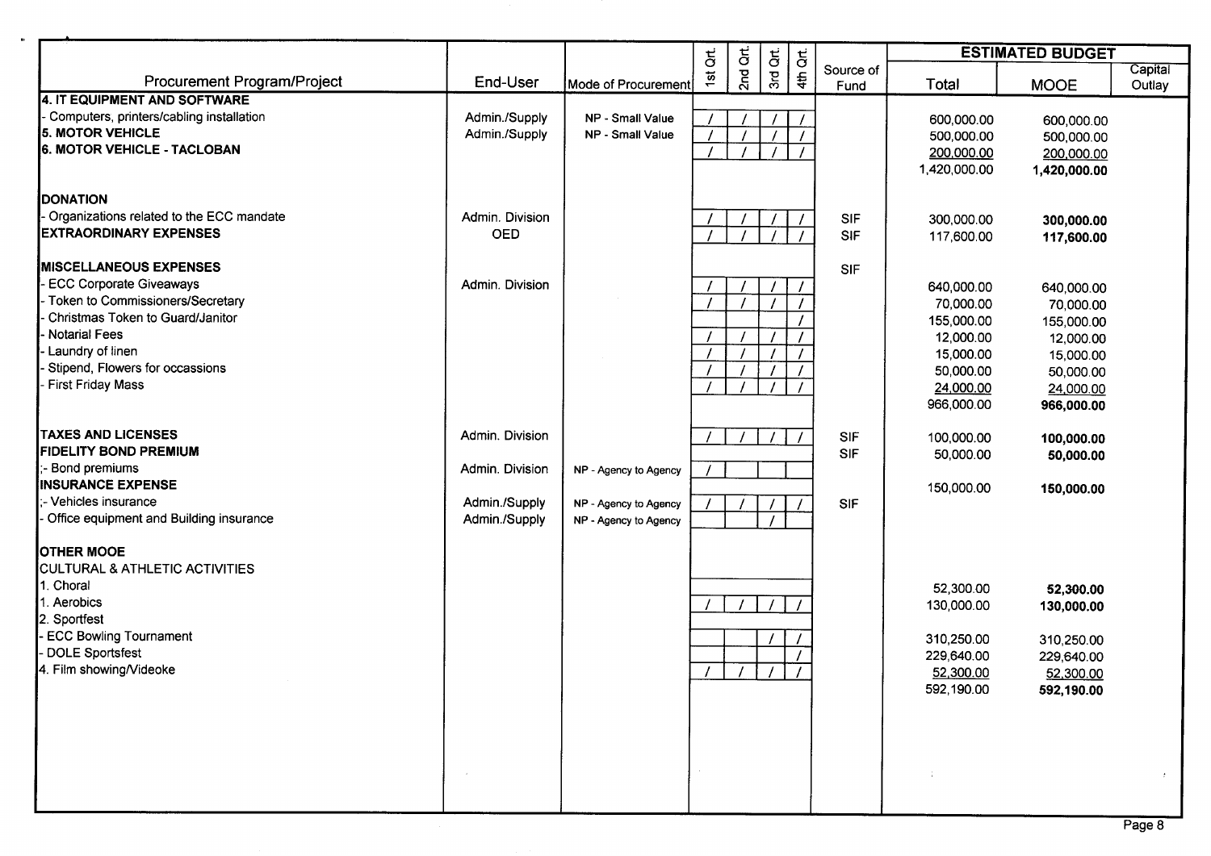| Procurement Program/Project | End-User | Mode of Procurement | 1st Qrt. | 2nd Qrt. | 3rd Qrt. | 4th Qrt. | Source of Fund | ESTIMATED BUDGET | | |
|---|---|---|---|---|---|---|---|---|---|---|
| | | | | | | | | Total | MOOE | Capital Outlay |
| **4. IT EQUIPMENT AND SOFTWARE** | | | | | | | | | | |
| - Computers, printers/cabling installation | Admin./Supply | NP - Small Value | / | / | / | / | | 600,000.00 | 600,000.00 | |
| **5. MOTOR VEHICLE** | Admin./Supply | NP - Small Value | / | / | / | / | | 500,000.00 | 500,000.00 | |
| **6. MOTOR VEHICLE - TACLOBAN** | | | / | / | / | / | | 200,000.00 | 200,000.00 | |
| | | | | | | | | 1,420,000.00 | **1,420,000.00** | |
| **DONATION** | | | | | | | | | | |
| - Organizations related to the ECC mandate | Admin. Division | | / | / | / | / | SIF | 300,000.00 | **300,000.00** | |
| **EXTRAORDINARY EXPENSES** | OED | | / | / | / | / | SIF | 117,600.00 | **117,600.00** | |
| **MISCELLANEOUS EXPENSES** | | | | | | | SIF | | | |
| - ECC Corporate Giveaways | Admin. Division | | / | / | / | / | | 640,000.00 | 640,000.00 | |
| - Token to Commissioners/Secretary | | | / | / | / | / | | 70,000.00 | 70,000.00 | |
| - Christmas Token to Guard/Janitor | | | | | | / | | 155,000.00 | 155,000.00 | |
| - Notarial Fees | | | / | / | / | / | | 12,000.00 | 12,000.00 | |
| - Laundry of linen | | | / | / | / | / | | 15,000.00 | 15,000.00 | |
| - Stipend, Flowers for occassions | | | / | / | / | / | | 50,000.00 | 50,000.00 | |
| - First Friday Mass | | | / | / | / | / | | 24,000.00 | 24,000.00 | |
| | | | | | | | | 966,000.00 | **966,000.00** | |
| **TAXES AND LICENSES** | Admin. Division | | / | / | / | / | SIF | 100,000.00 | **100,000.00** | |
| **FIDELITY BOND PREMIUM** | | | | | | | SIF | 50,000.00 | **50,000.00** | |
| ;- Bond premiums | Admin. Division | NP - Agency to Agency | / | | | | | | | |
| **INSURANCE EXPENSE** | | | | | | | | 150,000.00 | **150,000.00** | |
| ;- Vehicles insurance | Admin./Supply | NP - Agency to Agency | / | / | / | / | SIF | | | |
| - Office equipment and Building insurance | Admin./Supply | NP - Agency to Agency | | | / | | | | | |
| **OTHER MOOE** | | | | | | | | | | |
| CULTURAL & ATHLETIC ACTIVITIES | | | | | | | | | | |
| 1. Choral | | | | | | | | 52,300.00 | **52,300.00** | |
| 1. Aerobics | | | / | / | / | / | | 130,000.00 | **130,000.00** | |
| 2. Sportfest | | | | | | | | | | |
| - ECC Bowling Tournament | | | | | / | / | | 310,250.00 | 310,250.00 | |
| - DOLE Sportsfest | | | | | | / | | 229,640.00 | 229,640.00 | |
| 4. Film showing/Videoke | | | / | / | / | / | | 52,300.00 | 52,300.00 | |
| | | | | | | | | 592,190.00 | **592,190.00** | |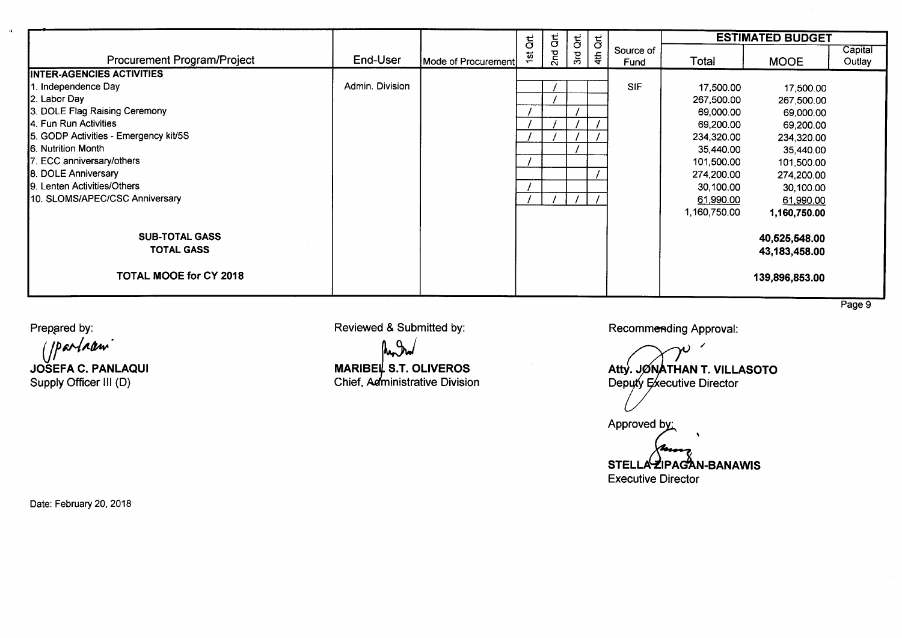| Procurement Program/Project | End-User | Mode of Procurement | 1st Qrt. | 2nd Qrt. | 3rd Qrt. | 4th Qrt. | Source of Fund | ESTIMATED BUDGET | | |
|---|---|---|---|---|---|---|---|---|---|---|
| | | | | | | | | Total | MOOE | Capital Outlay |
| **INTER-AGENCIES ACTIVITIES** | | | | | | | | | | |
| 1. Independence Day | Admin. Division | | | / | | | SIF | 17,500.00 | 17,500.00 | |
| 2. Labor Day | | | | / | | | | 267,500.00 | 267,500.00 | |
| 3. DOLE Flag Raising Ceremony | | | / | | / | | | 69,000.00 | 69,000.00 | |
| 4. Fun Run Activities | | | / | / | / | / | | 69,200.00 | 69,200.00 | |
| 5. GODP Activities - Emergency kit/5S | | | / | / | / | / | | 234,320.00 | 234,320.00 | |
| 6. Nutrition Month | | | | | / | | | 35,440.00 | 35,440.00 | |
| 7. ECC anniversary/others | | | / | | | | | 101,500.00 | 101,500.00 | |
| 8. DOLE Anniversary | | | | | | / | | 274,200.00 | 274,200.00 | |
| 9. Lenten Activities/Others | | | / | | | | | 30,100.00 | 30,100.00 | |
| 10. SLOMS/APEC/CSC Anniversary | | | / | / | / | / | | 61,990.00 | 61,990.00 | |
| | | | | | | | | 1,160,750.00 | **1,160,750.00** | |
| **SUB-TOTAL GASS** | | | | | | | | | **40,525,548.00** | |
| **TOTAL GASS** | | | | | | | | | **43,183,458.00** | |
| **TOTAL MOOE for CY 2018** | | | | | | | | | **139,896,853.00** | |

Prepared by:

**JOSEFA C. PANLAQUI**
Supply Officer III (D)

Reviewed & Submitted by:

**MARIBEL S.T. OLIVEROS**
Chief, Administrative Division

Recommending Approval:

**Atty. JONATHAN T. VILLASOTO**
Deputy Executive Director

Approved by:

**STELLA ZIPAGAN-BANAWIS**
Executive Director

Date: February 20, 2018